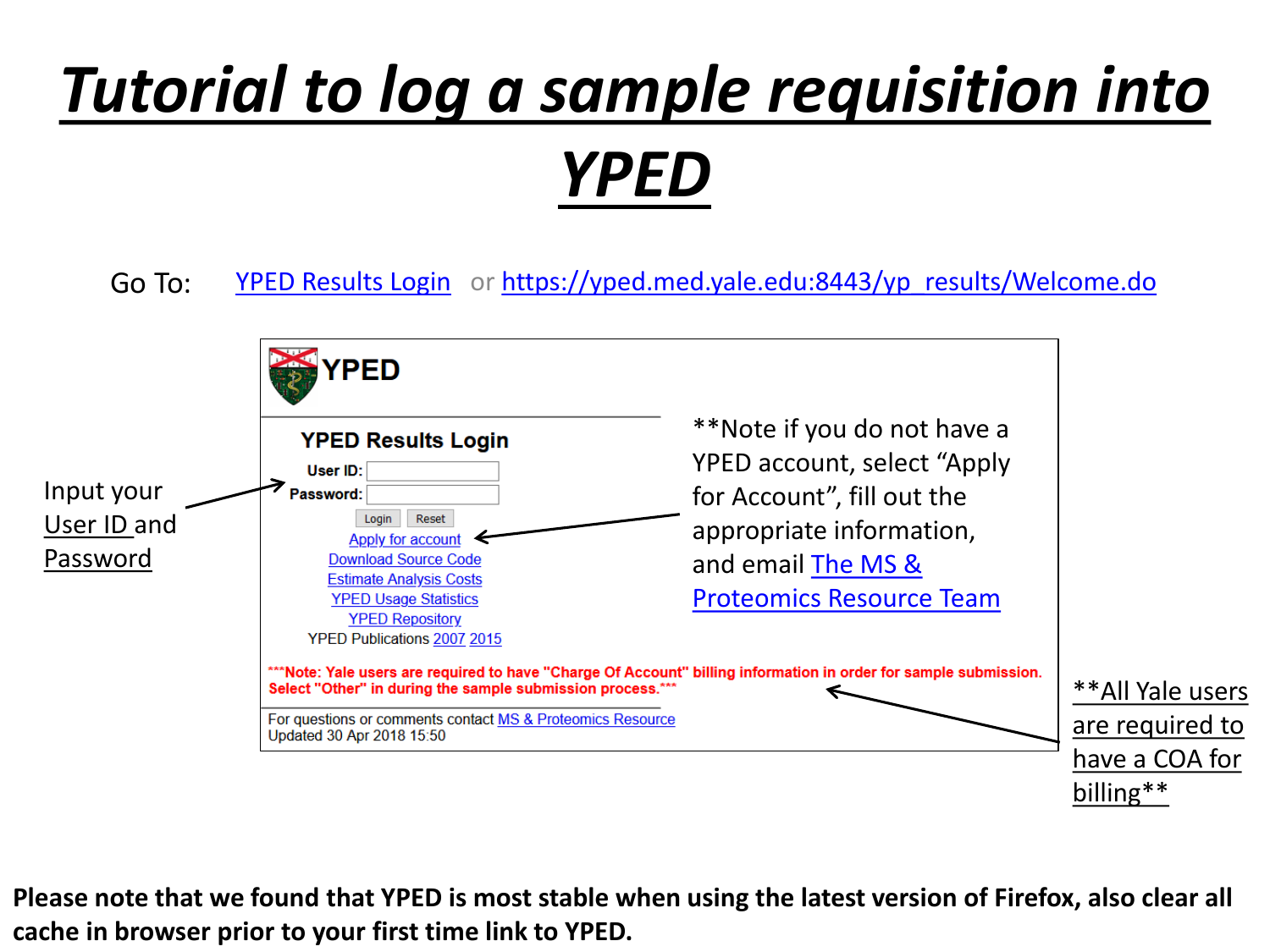# Tutorial to log a sample requisition into YPED

Go To: YPED Results Login or https://yped.med.yale.edu:8443/yp_results/Welcome.do

YPED

**YPED Results Login**

**User ID:**

**Password:**

Login Reset

Apply for account

Download Source Code

Estimate Analysis Costs

YPED Usage Statistics

YPED Repository

YPED Publications 2007 2015

**\*\*\*Note: Yale users are required to have "Charge Of Account" billing information in order for sample submission. Select "Other" in during the sample submission process.\*\*\***

For questions or comments contact MS & Proteomics Resource

Updated 30 Apr 2018 15:50

Input your User ID and Password

\*\*Note if you do not have a YPED account, select "Apply for Account", fill out the appropriate information, and email The MS & Proteomics Resource Team

\*\*All Yale users are required to have a COA for billing\*\*

**Please note that we found that YPED is most stable when using the latest version of Firefox, also clear all cache in browser prior to your first time link to YPED.**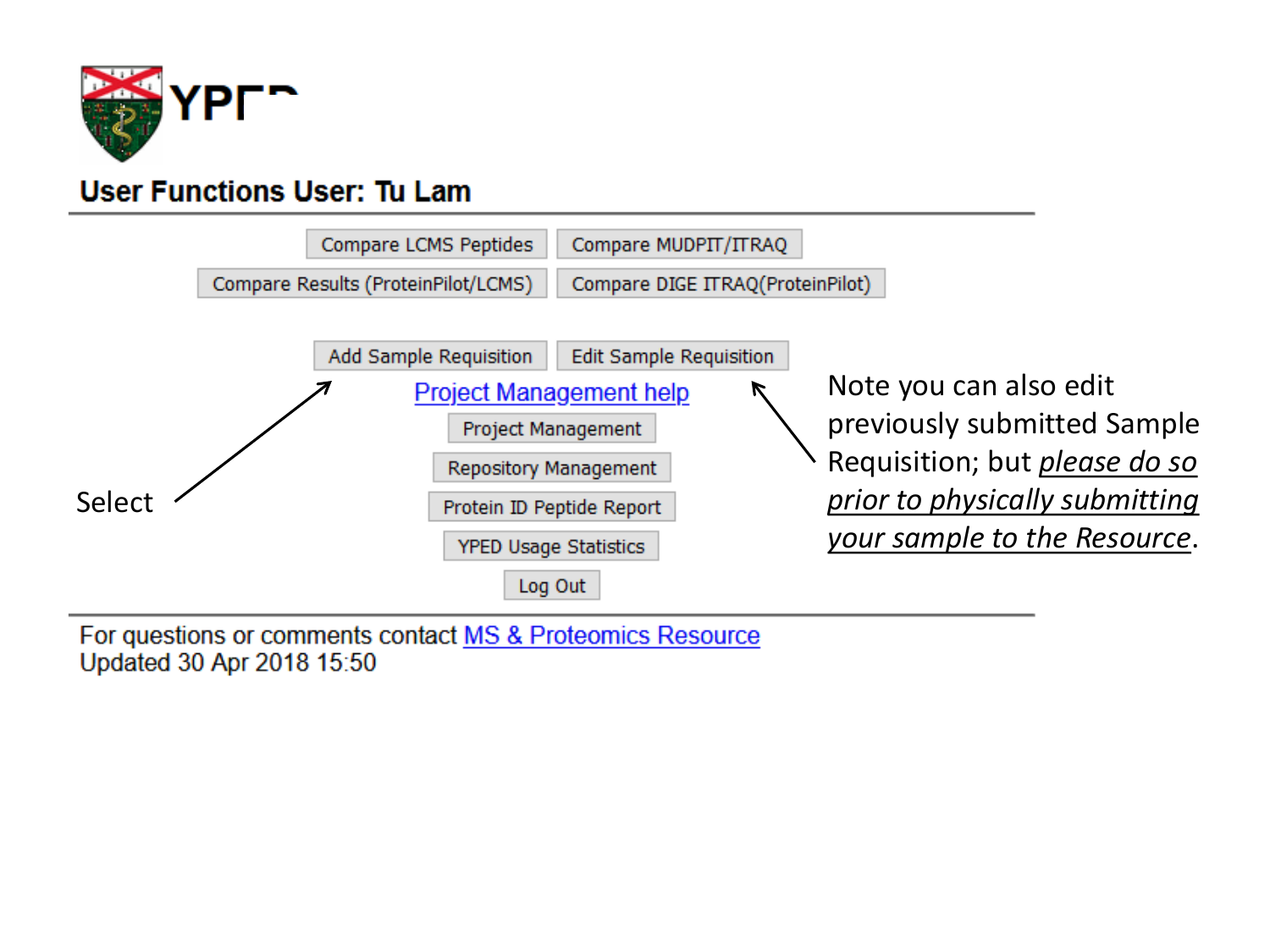YPED

## User Functions User: Tu Lam

---

Compare LCMS Peptides | Compare MUDPIT/ITRAQ

Compare Results (ProteinPilot/LCMS) | Compare DIGE ITRAQ(ProteinPilot)

Add Sample Requisition | Edit Sample Requisition

Project Management help

Project Management

Repository Management

Protein ID Peptide Report

YPED Usage Statistics

Log Out

Select

Note you can also edit previously submitted Sample Requisition; but *please do so prior to physically submitting your sample to the Resource*.

---

For questions or comments contact MS & Proteomics Resource
Updated 30 Apr 2018 15:50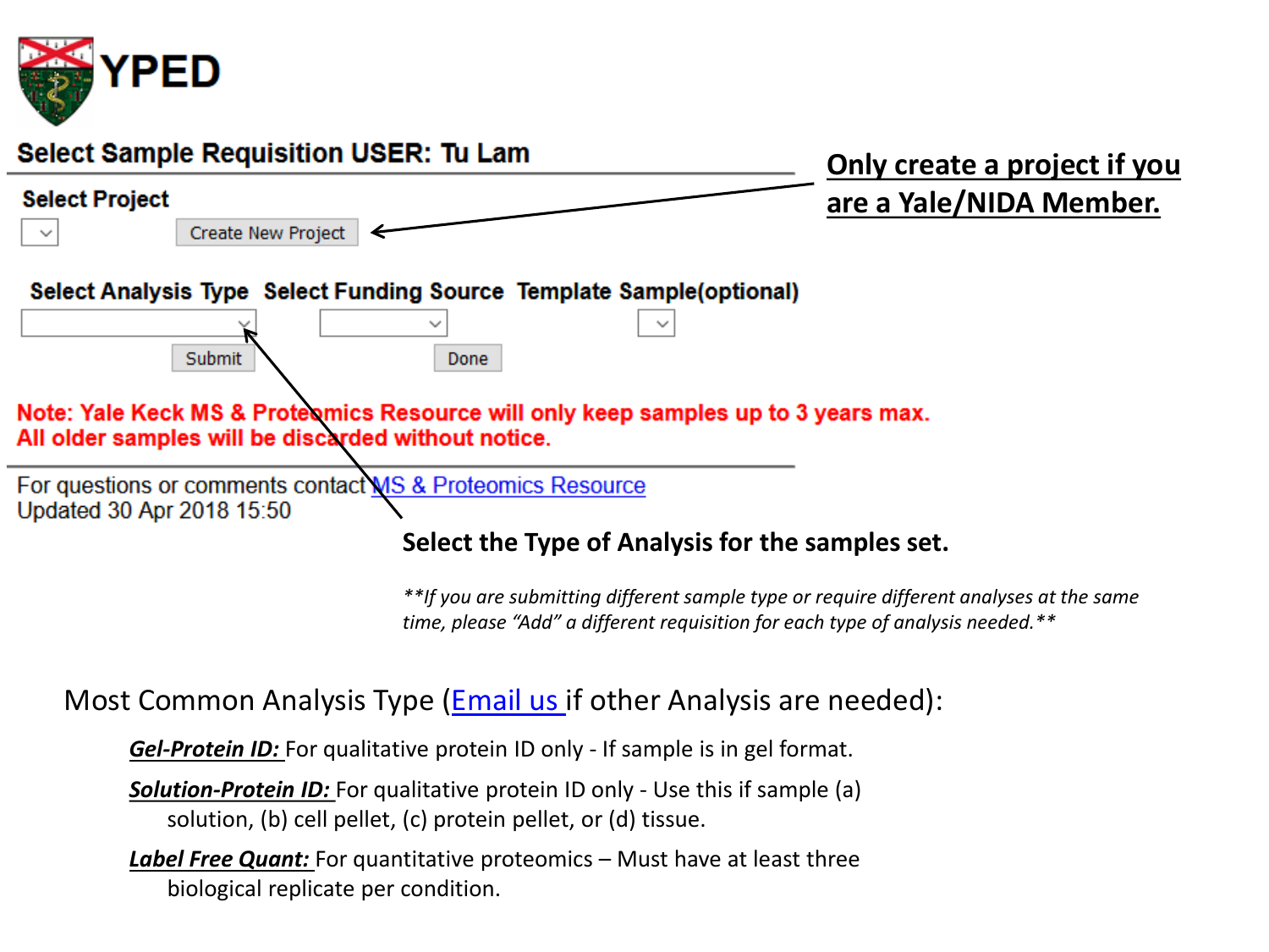# YPED

## Select Sample Requisition USER: Tu Lam

**Select Project**

Create New Project

**Only create a project if you are a Yale/NIDA Member.**

**Select Analysis Type** **Select Funding Source** **Template Sample(optional)**

Submit Done

**Note: Yale Keck MS & Proteomics Resource will only keep samples up to 3 years max.**
**All older samples will be discarded without notice.**

For questions or comments contact [MS & Proteomics Resource]()
Updated 30 Apr 2018 15:50

**Select the Type of Analysis for the samples set.**

*\*\*If you are submitting different sample type or require different analyses at the same time, please "Add" a different requisition for each type of analysis needed.\*\**

Most Common Analysis Type ([Email us]() if other Analysis are needed):

- ***Gel-Protein ID:*** For qualitative protein ID only - If sample is in gel format.
- ***Solution-Protein ID:*** For qualitative protein ID only - Use this if sample (a) solution, (b) cell pellet, (c) protein pellet, or (d) tissue.
- ***Label Free Quant:*** For quantitative proteomics – Must have at least three biological replicate per condition.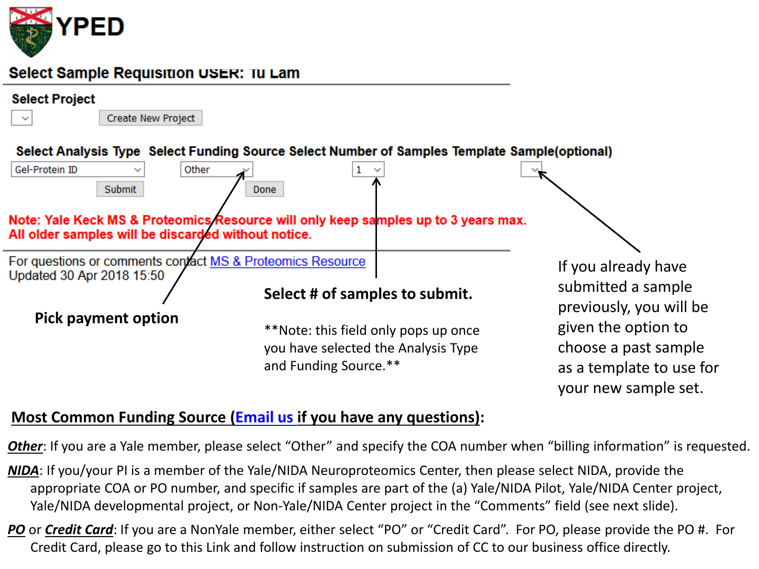# YPED

## Select Sample Requisition USER: Tu Lam

**Select Project**

[ ] Create New Project

**Select Analysis Type** | **Select Funding Source** | **Select Number of Samples** | **Template Sample(optional)**

Gel-Protein ID | Other | 1 |

Submit | Done

**Note: Yale Keck MS & Proteomics Resource will only keep samples up to 3 years max.**
**All older samples will be discarded without notice.**

For questions or comments contact MS & Proteomics Resource
Updated 30 Apr 2018 15:50

**Pick payment option**

**Select # of samples to submit.**

**Note: this field only pops up once you have selected the Analysis Type and Funding Source.**

If you already have submitted a sample previously, you will be given the option to choose a past sample as a template to use for your new sample set.

## Most Common Funding Source (Email us if you have any questions):

***Other***: If you are a Yale member, please select "Other" and specify the COA number when "billing information" is requested.

***NIDA***: If you/your PI is a member of the Yale/NIDA Neuroproteomics Center, then please select NIDA, provide the appropriate COA or PO number, and specific if samples are part of the (a) Yale/NIDA Pilot, Yale/NIDA Center project, Yale/NIDA developmental project, or Non-Yale/NIDA Center project in the "Comments" field (see next slide).

***PO*** or ***Credit Card***: If you are a NonYale member, either select "PO" or "Credit Card". For PO, please provide the PO #. For Credit Card, please go to this Link and follow instruction on submission of CC to our business office directly.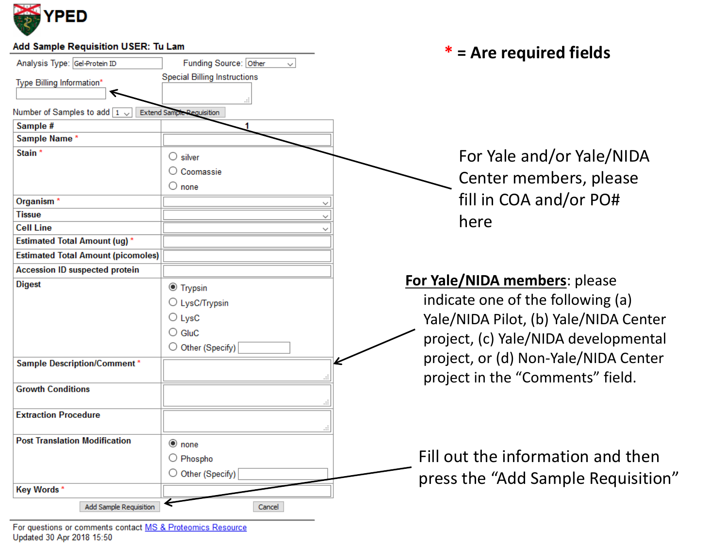# YPED

## Add Sample Requisition USER: Tu Lam

* = Are required fields

Analysis Type: Gel-Protein ID

Funding Source: Other

Type Billing Information*

Special Billing Instructions

For Yale and/or Yale/NIDA Center members, please fill in COA and/or PO# here

Number of Samples to add 1 [Extend Sample Requisition]

| Sample # | 1 |
|---|---|
| Sample Name * | |
| Stain * | ○ silver<br>○ Coomassie<br>○ none |
| Organism * | |
| Tissue | |
| Cell Line | |
| Estimated Total Amount (ug) * | |
| Estimated Total Amount (picomoles) | |
| Accession ID suspected protein | |
| Digest | ◉ Trypsin<br>○ LysC/Trypsin<br>○ LysC<br>○ GluC<br>○ Other (Specify) |
| Sample Description/Comment * | |
| Growth Conditions | |
| Extraction Procedure | |
| Post Translation Modification | ◉ none<br>○ Phospho<br>○ Other (Specify) |
| Key Words * | |

[Add Sample Requisition] [Cancel]

**For Yale/NIDA members**: please indicate one of the following (a) Yale/NIDA Pilot, (b) Yale/NIDA Center project, (c) Yale/NIDA developmental project, or (d) Non-Yale/NIDA Center project in the "Comments" field.

Fill out the information and then press the "Add Sample Requisition"

For questions or comments contact MS & Proteomics Resource

Updated 30 Apr 2018 15:50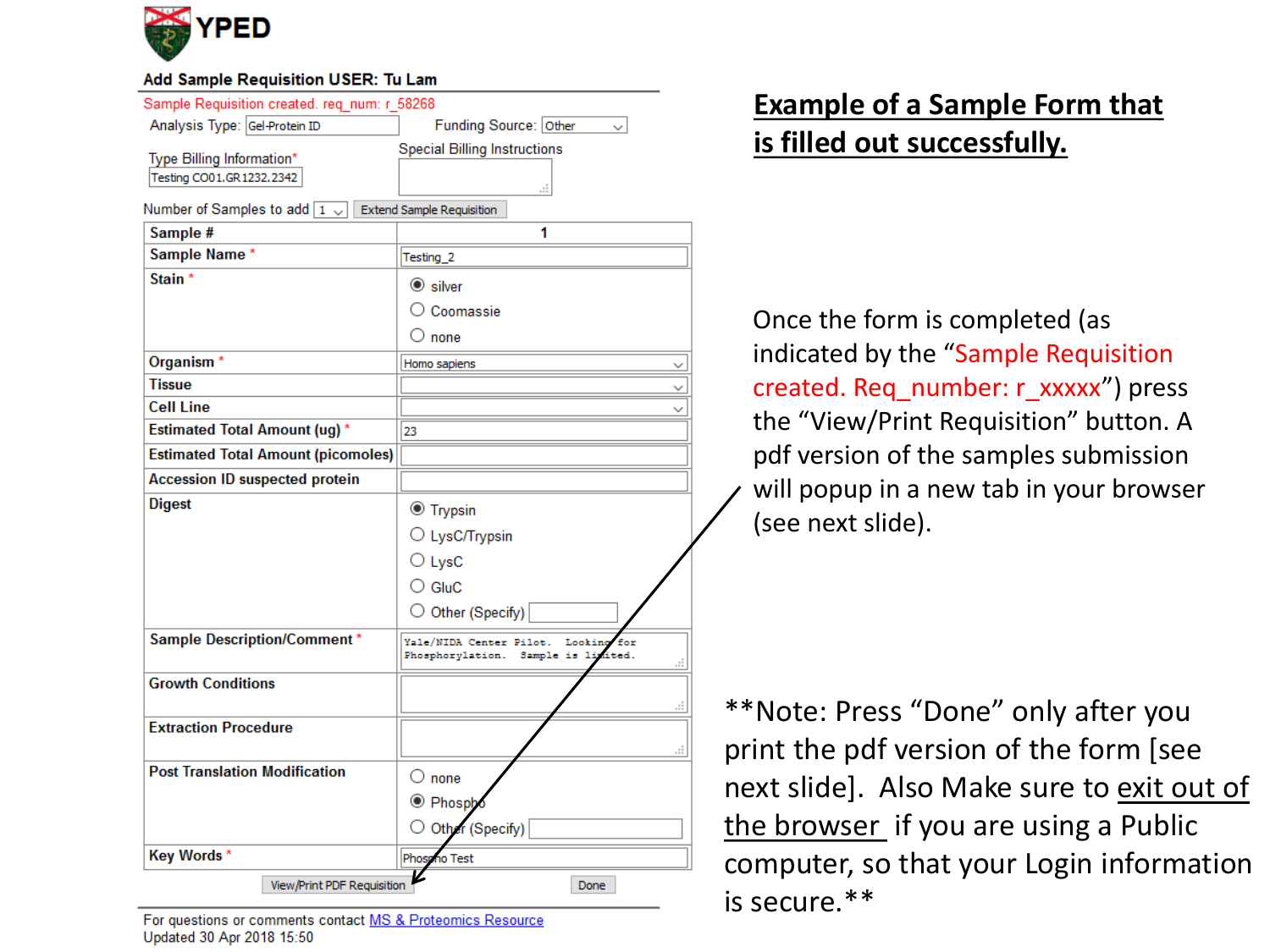# YPED

**Add Sample Requisition USER: Tu Lam**

Sample Requisition created. req_num: r_58268

Analysis Type: Gel-Protein ID    Funding Source: Other

Type Billing Information*: Testing CO01.GR1232.2342    Special Billing Instructions:

Number of Samples to add: 1    Extend Sample Requisition

| Sample # | 1 |
|---|---|
| Sample Name * | Testing_2 |
| Stain * | (●) silver<br>( ) Coomassie<br>( ) none |
| Organism * | Homo sapiens |
| Tissue | |
| Cell Line | |
| Estimated Total Amount (ug) * | 23 |
| Estimated Total Amount (picomoles) | |
| Accession ID suspected protein | |
| Digest | (●) Trypsin<br>( ) LysC/Trypsin<br>( ) LysC<br>( ) GluC<br>( ) Other (Specify) |
| Sample Description/Comment * | Yale/NIDA Center Pilot. Looking for Phosphorylation. Sample is limited. |
| Growth Conditions | |
| Extraction Procedure | |
| Post Translation Modification | ( ) none<br>(●) Phospho<br>( ) Other (Specify) |
| Key Words * | Phospho Test |

View/Print PDF Requisition    Done

For questions or comments contact MS & Proteomics Resource
Updated 30 Apr 2018 15:50

## Example of a Sample Form that is filled out successfully.

Once the form is completed (as indicated by the "Sample Requisition created. Req_number: r_xxxxx") press the "View/Print Requisition" button. A pdf version of the samples submission will popup in a new tab in your browser (see next slide).

**Note: Press "Done" only after you print the pdf version of the form [see next slide]. Also Make sure to exit out of the browser if you are using a Public computer, so that your Login information is secure.**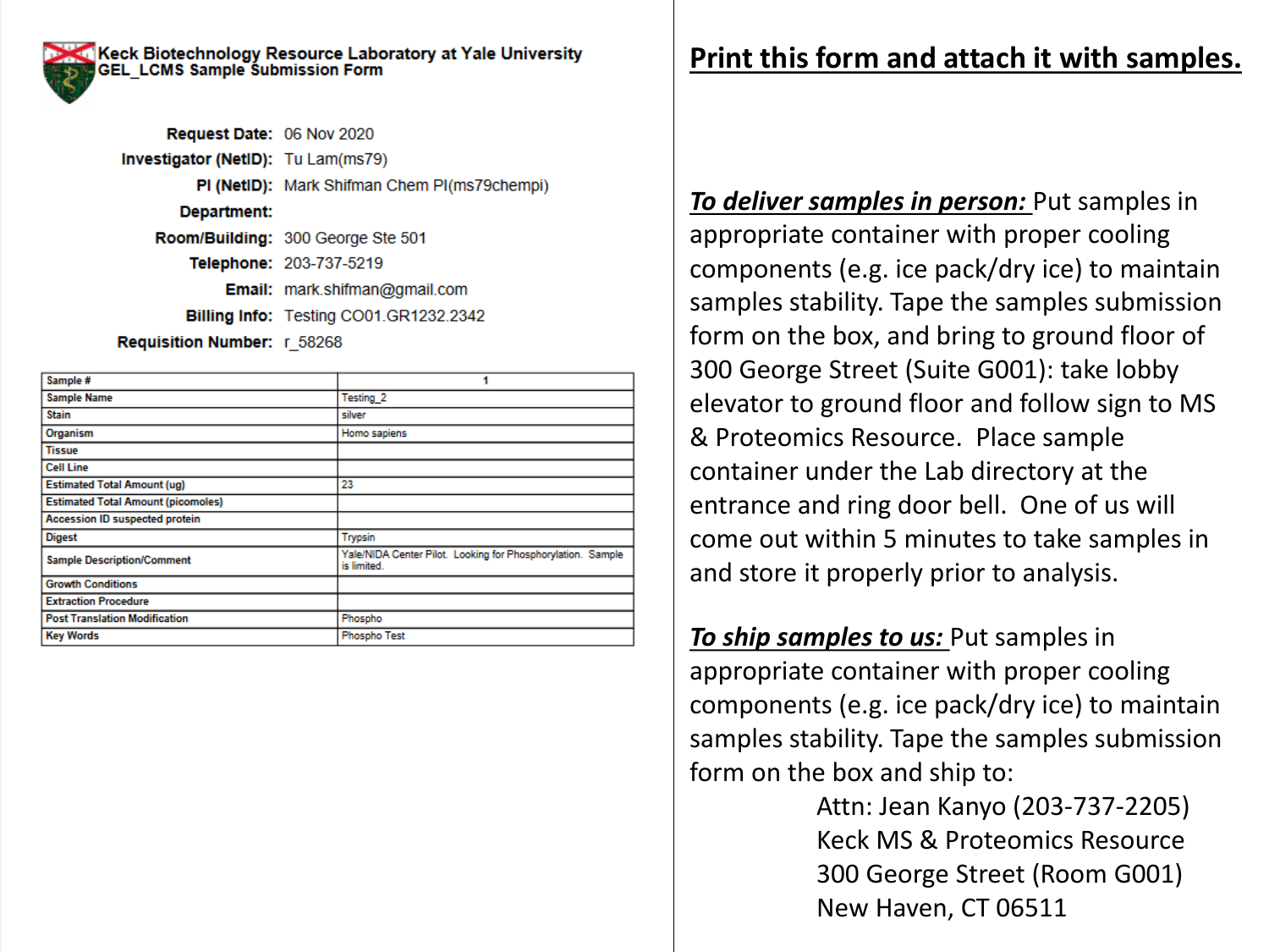**Keck Biotechnology Resource Laboratory at Yale University**
**GEL_LCMS Sample Submission Form**

**Request Date:** 06 Nov 2020
**Investigator (NetID):** Tu Lam(ms79)
**PI (NetID):** Mark Shifman Chem PI(ms79chempi)
**Department:**
**Room/Building:** 300 George Ste 501
**Telephone:** 203-737-5219
**Email:** mark.shifman@gmail.com
**Billing Info:** Testing CO01.GR1232.2342
**Requisition Number:** r_58268

| | |
|---|---|
| Sample # | 1 |
| Sample Name | Testing_2 |
| Stain | silver |
| Organism | Homo sapiens |
| Tissue | |
| Cell Line | |
| Estimated Total Amount (ug) | 23 |
| Estimated Total Amount (picomoles) | |
| Accession ID suspected protein | |
| Digest | Trypsin |
| Sample Description/Comment | Yale/NIDA Center Pilot. Looking for Phosphorylation. Sample is limited. |
| Growth Conditions | |
| Extraction Procedure | |
| Post Translation Modification | Phospho |
| Key Words | Phospho Test |

**Print this form and attach it with samples.**

***To deliver samples in person:*** Put samples in appropriate container with proper cooling components (e.g. ice pack/dry ice) to maintain samples stability. Tape the samples submission form on the box, and bring to ground floor of 300 George Street (Suite G001): take lobby elevator to ground floor and follow sign to MS & Proteomics Resource. Place sample container under the Lab directory at the entrance and ring door bell. One of us will come out within 5 minutes to take samples in and store it properly prior to analysis.

***To ship samples to us:*** Put samples in appropriate container with proper cooling components (e.g. ice pack/dry ice) to maintain samples stability. Tape the samples submission form on the box and ship to:

Attn: Jean Kanyo (203-737-2205)
Keck MS & Proteomics Resource
300 George Street (Room G001)
New Haven, CT 06511